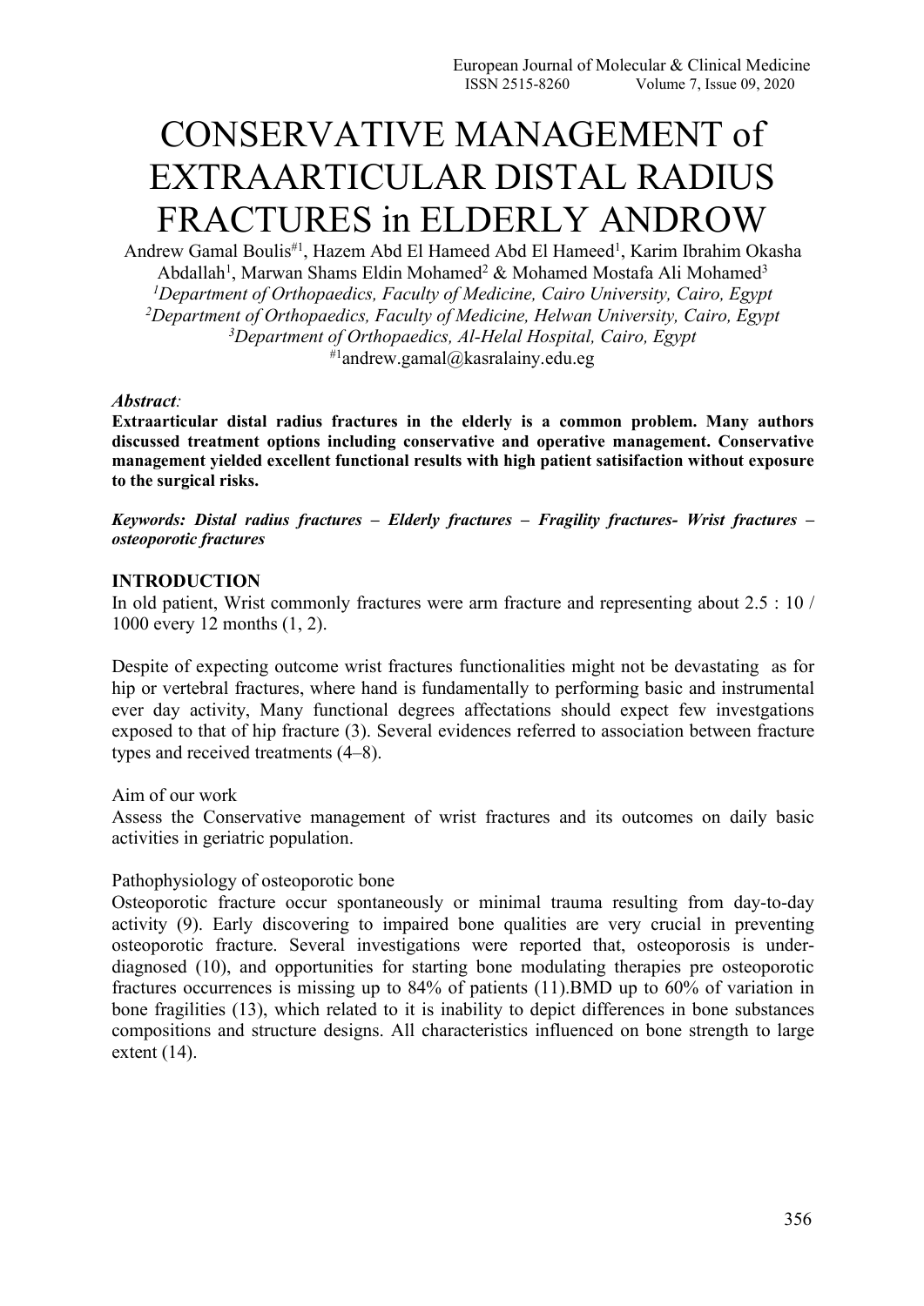@@# CONSERVATIVE MANAGEMENT of EXTRAARTICULAR DISTAL RADIUS FRACTURES in ELDERLY ANDROW

Andrew Gamal Boulis[#1], Hazem Abd El Hameed Abd El Hameed[1], Karim Ibrahim Okasha Abdallah[1], Marwan Shams Eldin Mohamed[2] & Mohamed Mostafa Ali Mohamed[3]

[1]*Department of Orthopaedics, Faculty of Medicine, Cairo University, Cairo, Egypt*
[2]*Department of Orthopaedics, Faculty of Medicine, Helwan University, Cairo, Egypt*
[3]*Department of Orthopaedics, Al-Helal Hospital, Cairo, Egypt*
[#1]andrew.gamal@kasralainy.edu.eg

***Abstract:***
**Extraarticular distal radius fractures in the elderly is a common problem. Many authors discussed treatment options including conservative and operative management. Conservative management yielded excellent functional results with high patient satisifaction without exposure to the surgical risks.**

***Keywords: Distal radius fractures – Elderly fractures – Fragility fractures- Wrist fractures – osteoporotic fractures***

## INTRODUCTION

In old patient, Wrist commonly fractures were arm fracture and representing about 2.5 : 10 / 1000 every 12 months (1, 2).

Despite of expecting outcome wrist fractures functionalities might not be devastating as for hip or vertebral fractures, where hand is fundamentally to performing basic and instrumental ever day activity, Many functional degrees affectations should expect few investgations exposed to that of hip fracture (3). Several evidences referred to association between fracture types and received treatments (4–8).

Aim of our work

Assess the Conservative management of wrist fractures and its outcomes on daily basic activities in geriatric population.

Pathophysiology of osteoporotic bone

Osteoporotic fracture occur spontaneously or minimal trauma resulting from day-to-day activity (9). Early discovering to impaired bone qualities are very crucial in preventing osteoporotic fracture. Several investigations were reported that, osteoporosis is under-diagnosed (10), and opportunities for starting bone modulating therapies pre osteoporotic fractures occurrences is missing up to 84% of patients (11).BMD up to 60% of variation in bone fragilities (13), which related to it is inability to depict differences in bone substances compositions and structure designs. All characteristics influenced on bone strength to large extent (14).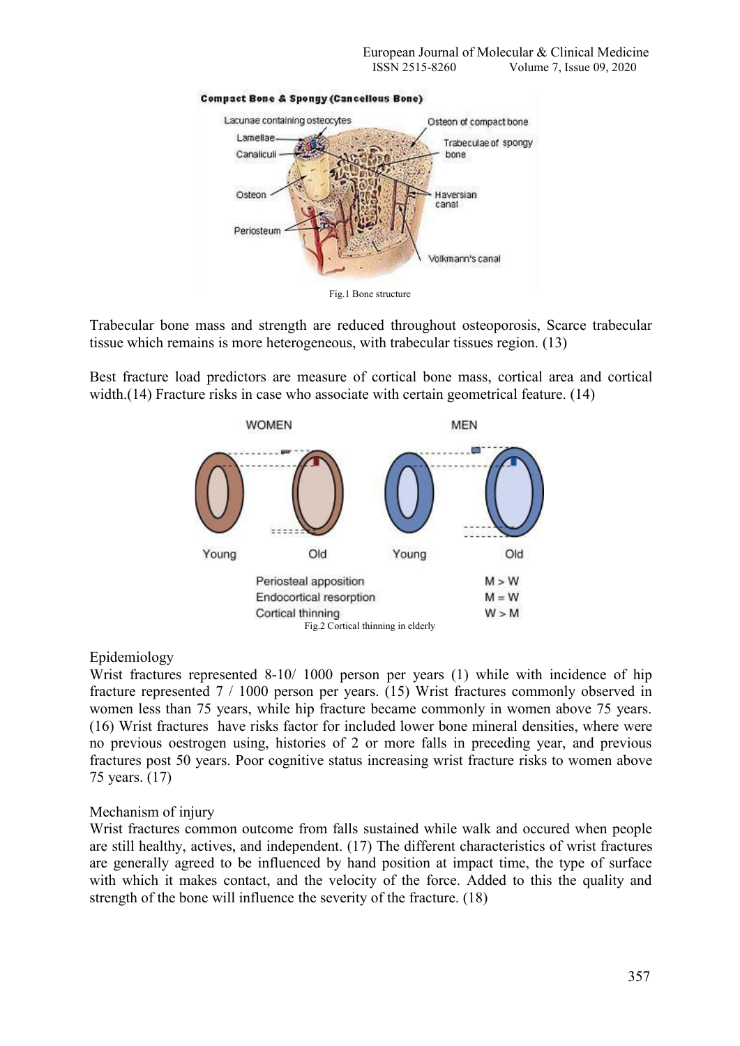Fig.1 Bone structure

Trabecular bone mass and strength are reduced throughout osteoporosis, Scarce trabecular tissue which remains is more heterogeneous, with trabecular tissues region. (13)

Best fracture load predictors are measure of cortical bone mass, cortical area and cortical width.(14) Fracture risks in case who associate with certain geometrical feature. (14)

Fig.2 Cortical thinning in elderly

Epidemiology

Wrist fractures represented 8-10/ 1000 person per years (1) while with incidence of hip fracture represented 7 / 1000 person per years. (15) Wrist fractures commonly observed in women less than 75 years, while hip fracture became commonly in women above 75 years. (16) Wrist fractures have risks factor for included lower bone mineral densities, where were no previous oestrogen using, histories of 2 or more falls in preceding year, and previous fractures post 50 years. Poor cognitive status increasing wrist fracture risks to women above 75 years. (17)

Mechanism of injury

Wrist fractures common outcome from falls sustained while walk and occured when people are still healthy, actives, and independent. (17) The different characteristics of wrist fractures are generally agreed to be influenced by hand position at impact time, the type of surface with which it makes contact, and the velocity of the force. Added to this the quality and strength of the bone will influence the severity of the fracture. (18)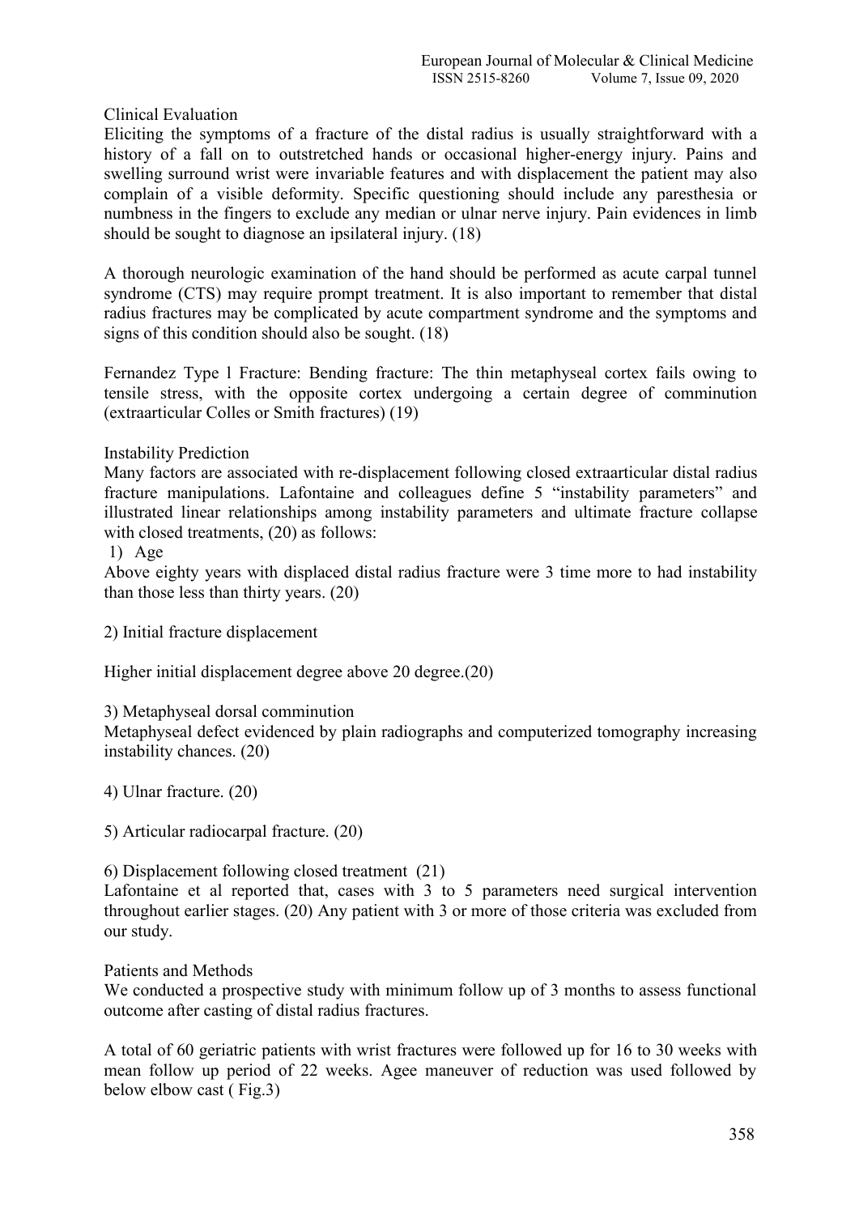Clinical Evaluation

Eliciting the symptoms of a fracture of the distal radius is usually straightforward with a history of a fall on to outstretched hands or occasional higher-energy injury. Pains and swelling surround wrist were invariable features and with displacement the patient may also complain of a visible deformity. Specific questioning should include any paresthesia or numbness in the fingers to exclude any median or ulnar nerve injury. Pain evidences in limb should be sought to diagnose an ipsilateral injury. (18)

A thorough neurologic examination of the hand should be performed as acute carpal tunnel syndrome (CTS) may require prompt treatment. It is also important to remember that distal radius fractures may be complicated by acute compartment syndrome and the symptoms and signs of this condition should also be sought. (18)

Fernandez Type l Fracture: Bending fracture: The thin metaphyseal cortex fails owing to tensile stress, with the opposite cortex undergoing a certain degree of comminution (extraarticular Colles or Smith fractures) (19)

Instability Prediction

Many factors are associated with re-displacement following closed extraarticular distal radius fracture manipulations. Lafontaine and colleagues define 5 "instability parameters" and illustrated linear relationships among instability parameters and ultimate fracture collapse with closed treatments, (20) as follows:

1) Age

Above eighty years with displaced distal radius fracture were 3 time more to had instability than those less than thirty years. (20)

2) Initial fracture displacement

Higher initial displacement degree above 20 degree.(20)

3) Metaphyseal dorsal comminution

Metaphyseal defect evidenced by plain radiographs and computerized tomography increasing instability chances. (20)

4) Ulnar fracture. (20)

5) Articular radiocarpal fracture. (20)

6) Displacement following closed treatment (21)

Lafontaine et al reported that, cases with 3 to 5 parameters need surgical intervention throughout earlier stages. (20) Any patient with 3 or more of those criteria was excluded from our study.

Patients and Methods

We conducted a prospective study with minimum follow up of 3 months to assess functional outcome after casting of distal radius fractures.

A total of 60 geriatric patients with wrist fractures were followed up for 16 to 30 weeks with mean follow up period of 22 weeks. Agee maneuver of reduction was used followed by below elbow cast ( Fig.3)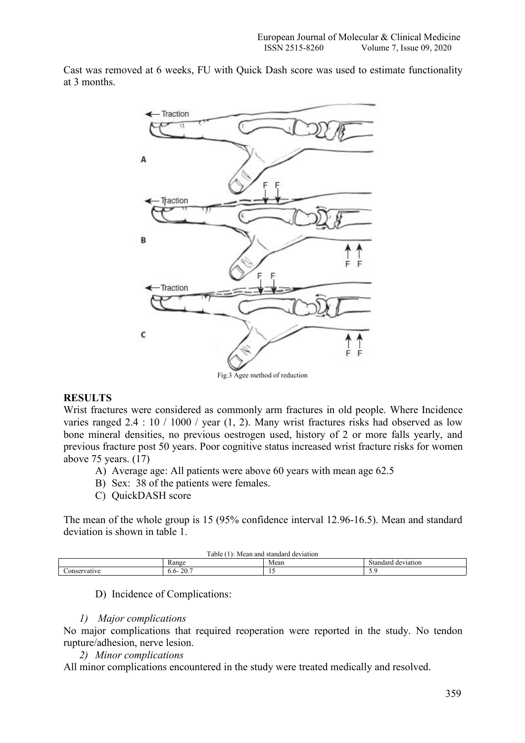Cast was removed at 6 weeks, FU with Quick Dash score was used to estimate functionality at 3 months.

Fig.3 Agee method of reduction

## RESULTS

Wrist fractures were considered as commonly arm fractures in old people. Where Incidence varies ranged 2.4 : 10 / 1000 / year (1, 2). Many wrist fractures risks had observed as low bone mineral densities, no previous oestrogen used, history of 2 or more falls yearly, and previous fracture post 50 years. Poor cognitive status increased wrist fracture risks for women above 75 years. (17)

A) Average age: All patients were above 60 years with mean age 62.5

B) Sex: 38 of the patients were females.

C) QuickDASH score

The mean of the whole group is 15 (95% confidence interval 12.96-16.5). Mean and standard deviation is shown in table 1.

Table (1): Mean and standard deviation

| | Range | Mean | Standard deviation |
|---|---|---|---|
| Conservative | 6.6- 20.7 | 15 | 5.9 |

D) Incidence of Complications:

*1) Major complications*

No major complications that required reoperation were reported in the study. No tendon rupture/adhesion, nerve lesion.

*2) Minor complications*

All minor complications encountered in the study were treated medically and resolved.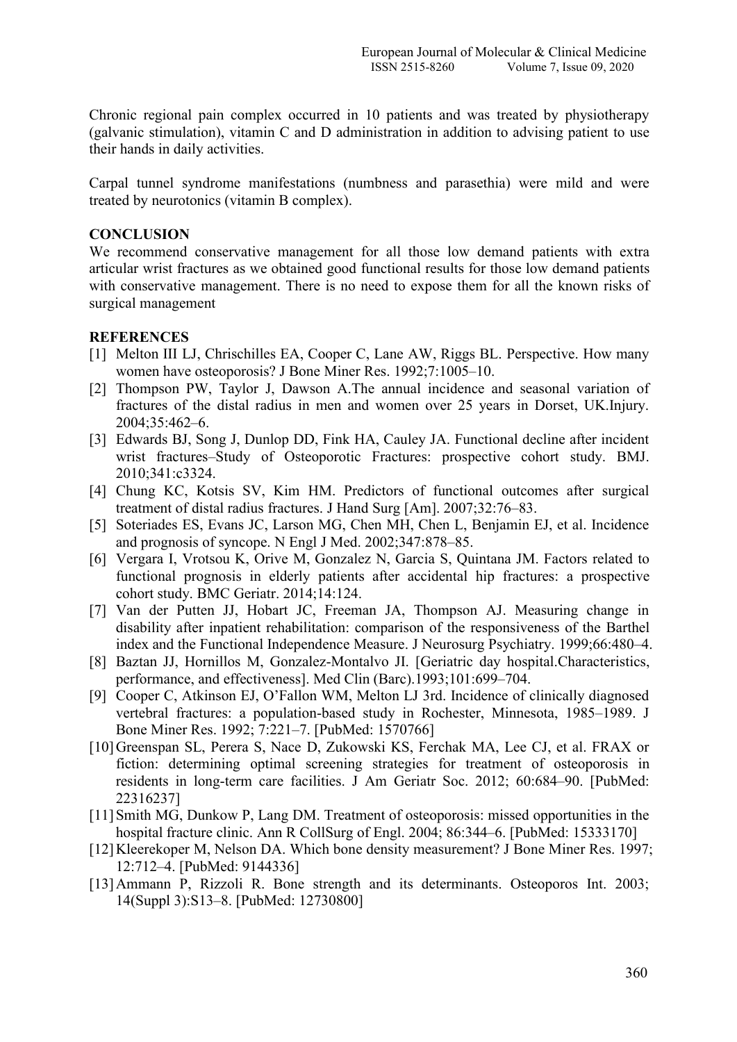Chronic regional pain complex occurred in 10 patients and was treated by physiotherapy (galvanic stimulation), vitamin C and D administration in addition to advising patient to use their hands in daily activities.

Carpal tunnel syndrome manifestations (numbness and parasethia) were mild and were treated by neurotonics (vitamin B complex).

## CONCLUSION

We recommend conservative management for all those low demand patients with extra articular wrist fractures as we obtained good functional results for those low demand patients with conservative management. There is no need to expose them for all the known risks of surgical management

## REFERENCES

[1] Melton III LJ, Chrischilles EA, Cooper C, Lane AW, Riggs BL. Perspective. How many women have osteoporosis? J Bone Miner Res. 1992;7:1005–10.

[2] Thompson PW, Taylor J, Dawson A.The annual incidence and seasonal variation of fractures of the distal radius in men and women over 25 years in Dorset, UK.Injury. 2004;35:462–6.

[3] Edwards BJ, Song J, Dunlop DD, Fink HA, Cauley JA. Functional decline after incident wrist fractures–Study of Osteoporotic Fractures: prospective cohort study. BMJ. 2010;341:c3324.

[4] Chung KC, Kotsis SV, Kim HM. Predictors of functional outcomes after surgical treatment of distal radius fractures. J Hand Surg [Am]. 2007;32:76–83.

[5] Soteriades ES, Evans JC, Larson MG, Chen MH, Chen L, Benjamin EJ, et al. Incidence and prognosis of syncope. N Engl J Med. 2002;347:878–85.

[6] Vergara I, Vrotsou K, Orive M, Gonzalez N, Garcia S, Quintana JM. Factors related to functional prognosis in elderly patients after accidental hip fractures: a prospective cohort study. BMC Geriatr. 2014;14:124.

[7] Van der Putten JJ, Hobart JC, Freeman JA, Thompson AJ. Measuring change in disability after inpatient rehabilitation: comparison of the responsiveness of the Barthel index and the Functional Independence Measure. J Neurosurg Psychiatry. 1999;66:480–4.

[8] Baztan JJ, Hornillos M, Gonzalez-Montalvo JI. [Geriatric day hospital.Characteristics, performance, and effectiveness]. Med Clin (Barc).1993;101:699–704.

[9] Cooper C, Atkinson EJ, O'Fallon WM, Melton LJ 3rd. Incidence of clinically diagnosed vertebral fractures: a population-based study in Rochester, Minnesota, 1985–1989. J Bone Miner Res. 1992; 7:221–7. [PubMed: 1570766]

[10] Greenspan SL, Perera S, Nace D, Zukowski KS, Ferchak MA, Lee CJ, et al. FRAX or fiction: determining optimal screening strategies for treatment of osteoporosis in residents in long-term care facilities. J Am Geriatr Soc. 2012; 60:684–90. [PubMed: 22316237]

[11] Smith MG, Dunkow P, Lang DM. Treatment of osteoporosis: missed opportunities in the hospital fracture clinic. Ann R CollSurg of Engl. 2004; 86:344–6. [PubMed: 15333170]

[12] Kleerekoper M, Nelson DA. Which bone density measurement? J Bone Miner Res. 1997; 12:712–4. [PubMed: 9144336]

[13] Ammann P, Rizzoli R. Bone strength and its determinants. Osteoporos Int. 2003; 14(Suppl 3):S13–8. [PubMed: 12730800]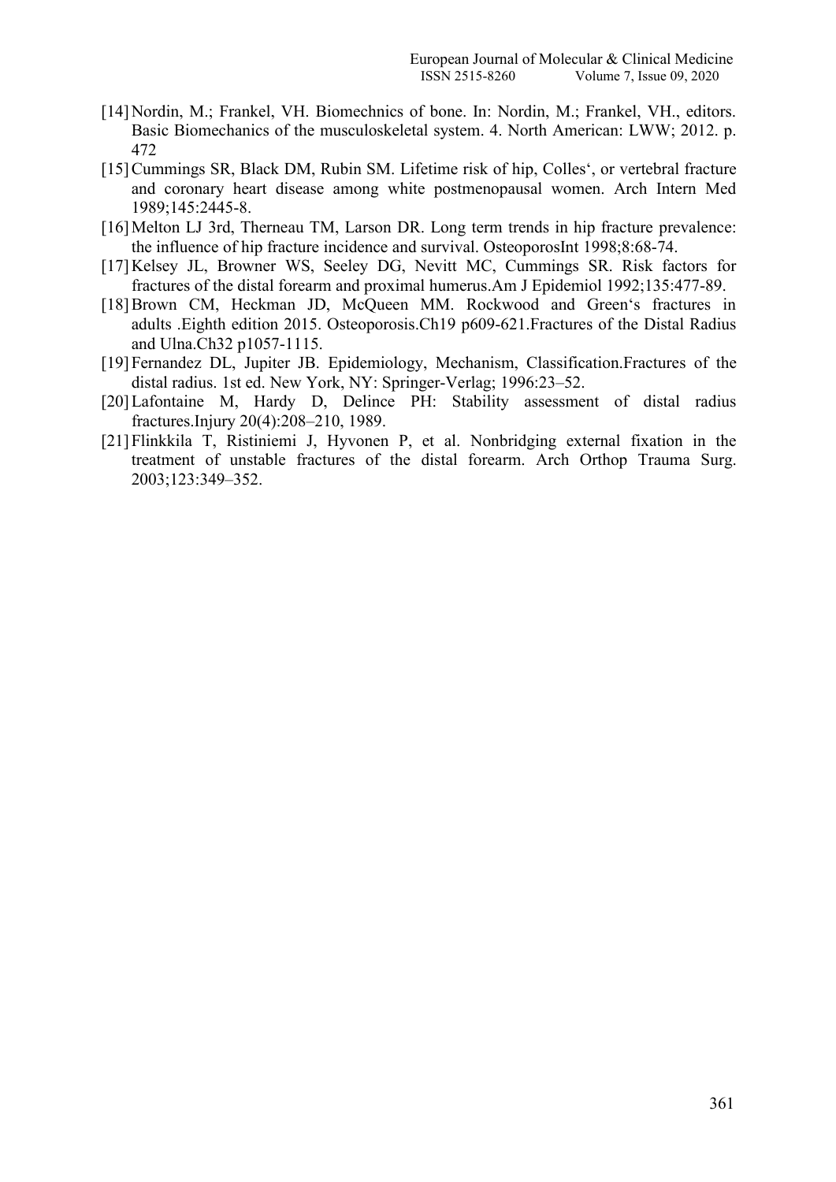[14] Nordin, M.; Frankel, VH. Biomechnics of bone. In: Nordin, M.; Frankel, VH., editors. Basic Biomechanics of the musculoskeletal system. 4. North American: LWW; 2012. p. 472

[15] Cummings SR, Black DM, Rubin SM. Lifetime risk of hip, Colles‘, or vertebral fracture and coronary heart disease among white postmenopausal women. Arch Intern Med 1989;145:2445-8.

[16] Melton LJ 3rd, Therneau TM, Larson DR. Long term trends in hip fracture prevalence: the influence of hip fracture incidence and survival. OsteoporosInt 1998;8:68-74.

[17] Kelsey JL, Browner WS, Seeley DG, Nevitt MC, Cummings SR. Risk factors for fractures of the distal forearm and proximal humerus.Am J Epidemiol 1992;135:477-89.

[18] Brown CM, Heckman JD, McQueen MM. Rockwood and Green‘s fractures in adults .Eighth edition 2015. Osteoporosis.Ch19 p609-621.Fractures of the Distal Radius and Ulna.Ch32 p1057-1115.

[19] Fernandez DL, Jupiter JB. Epidemiology, Mechanism, Classification.Fractures of the distal radius. 1st ed. New York, NY: Springer-Verlag; 1996:23–52.

[20] Lafontaine M, Hardy D, Delince PH: Stability assessment of distal radius fractures.Injury 20(4):208–210, 1989.

[21] Flinkkila T, Ristiniemi J, Hyvonen P, et al. Nonbridging external fixation in the treatment of unstable fractures of the distal forearm. Arch Orthop Trauma Surg. 2003;123:349–352.